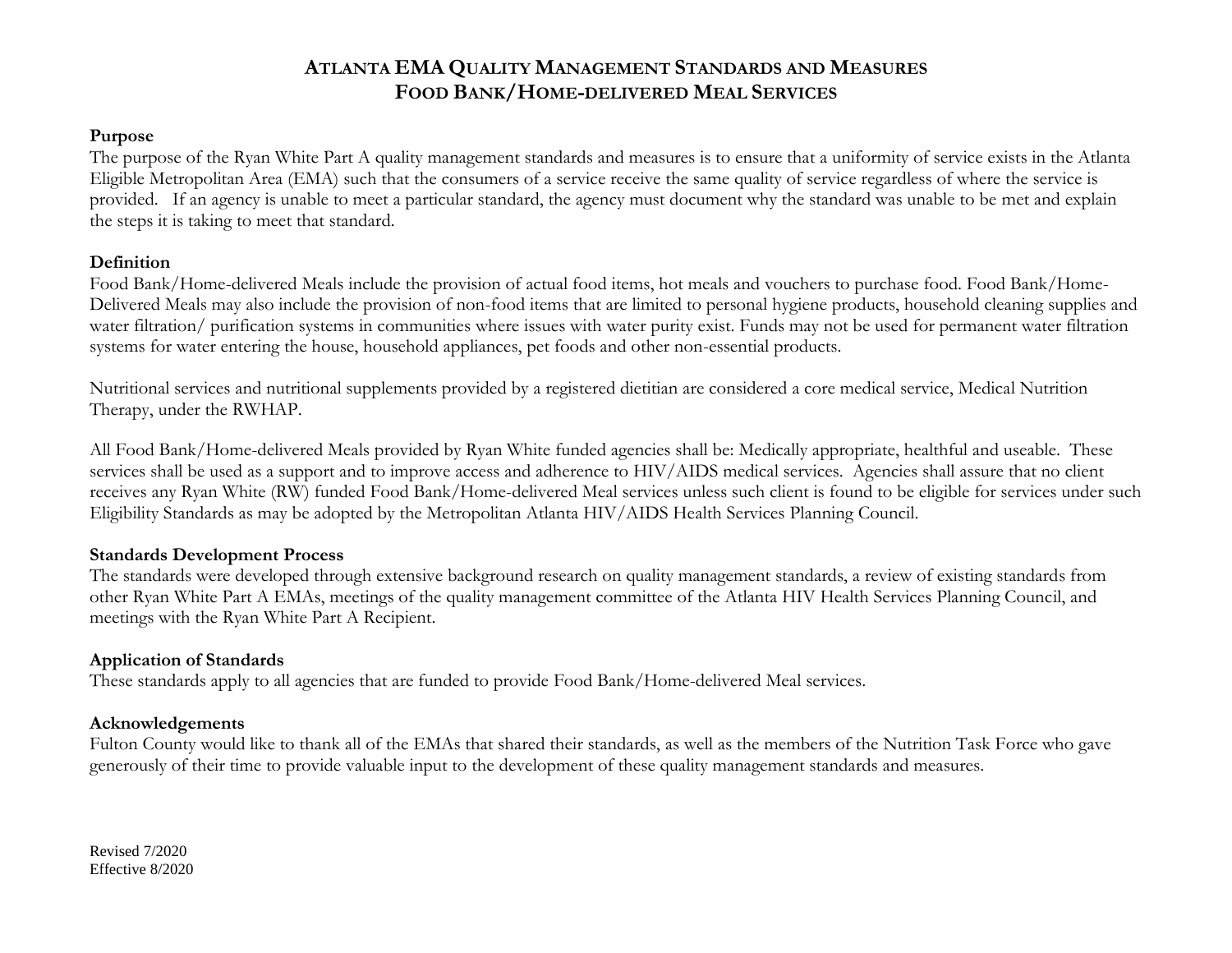# ATLANTA EMA QUALITY MANAGEMENT STANDARDS AND MEASURES
# FOOD BANK/HOME-DELIVERED MEAL SERVICES

**Purpose**

The purpose of the Ryan White Part A quality management standards and measures is to ensure that a uniformity of service exists in the Atlanta Eligible Metropolitan Area (EMA) such that the consumers of a service receive the same quality of service regardless of where the service is provided. If an agency is unable to meet a particular standard, the agency must document why the standard was unable to be met and explain the steps it is taking to meet that standard.

**Definition**

Food Bank/Home-delivered Meals include the provision of actual food items, hot meals and vouchers to purchase food. Food Bank/Home-Delivered Meals may also include the provision of non-food items that are limited to personal hygiene products, household cleaning supplies and water filtration/ purification systems in communities where issues with water purity exist. Funds may not be used for permanent water filtration systems for water entering the house, household appliances, pet foods and other non-essential products.

Nutritional services and nutritional supplements provided by a registered dietitian are considered a core medical service, Medical Nutrition Therapy, under the RWHAP.

All Food Bank/Home-delivered Meals provided by Ryan White funded agencies shall be: Medically appropriate, healthful and useable. These services shall be used as a support and to improve access and adherence to HIV/AIDS medical services. Agencies shall assure that no client receives any Ryan White (RW) funded Food Bank/Home-delivered Meal services unless such client is found to be eligible for services under such Eligibility Standards as may be adopted by the Metropolitan Atlanta HIV/AIDS Health Services Planning Council.

**Standards Development Process**

The standards were developed through extensive background research on quality management standards, a review of existing standards from other Ryan White Part A EMAs, meetings of the quality management committee of the Atlanta HIV Health Services Planning Council, and meetings with the Ryan White Part A Recipient.

**Application of Standards**

These standards apply to all agencies that are funded to provide Food Bank/Home-delivered Meal services.

**Acknowledgements**

Fulton County would like to thank all of the EMAs that shared their standards, as well as the members of the Nutrition Task Force who gave generously of their time to provide valuable input to the development of these quality management standards and measures.

Revised 7/2020
Effective 8/2020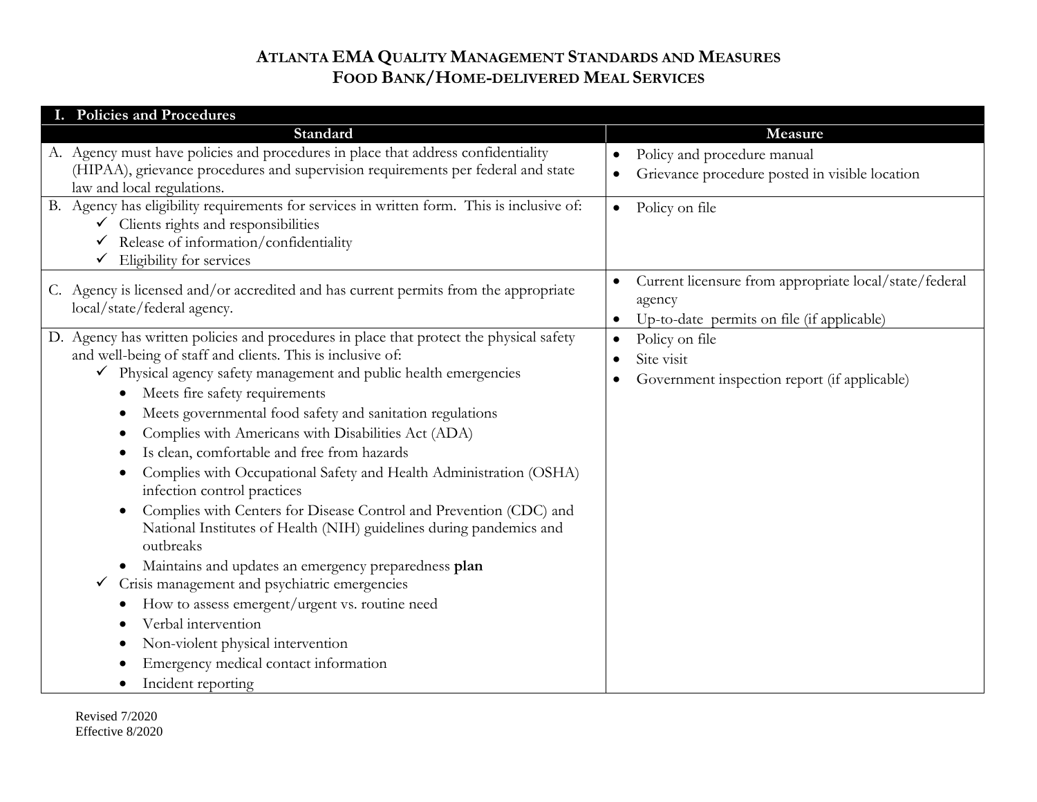# ATLANTA EMA QUALITY MANAGEMENT STANDARDS AND MEASURES
## FOOD BANK/HOME-DELIVERED MEAL SERVICES

| I. Policies and Procedures | |
|---|---|
| **Standard** | **Measure** |
| A. Agency must have policies and procedures in place that address confidentiality (HIPAA), grievance procedures and supervision requirements per federal and state law and local regulations. | • Policy and procedure manual<br>• Grievance procedure posted in visible location |
| B. Agency has eligibility requirements for services in written form. This is inclusive of:<br>✓ Clients rights and responsibilities<br>✓ Release of information/confidentiality<br>✓ Eligibility for services | • Policy on file |
| C. Agency is licensed and/or accredited and has current permits from the appropriate local/state/federal agency. | • Current licensure from appropriate local/state/federal agency<br>• Up-to-date permits on file (if applicable) |
| D. Agency has written policies and procedures in place that protect the physical safety and well-being of staff and clients. This is inclusive of:<br>✓ Physical agency safety management and public health emergencies<br>• Meets fire safety requirements<br>• Meets governmental food safety and sanitation regulations<br>• Complies with Americans with Disabilities Act (ADA)<br>• Is clean, comfortable and free from hazards<br>• Complies with Occupational Safety and Health Administration (OSHA) infection control practices<br>• Complies with Centers for Disease Control and Prevention (CDC) and National Institutes of Health (NIH) guidelines during pandemics and outbreaks<br>• Maintains and updates an emergency preparedness **plan**<br>✓ Crisis management and psychiatric emergencies<br>• How to assess emergent/urgent vs. routine need<br>• Verbal intervention<br>• Non-violent physical intervention<br>• Emergency medical contact information<br>• Incident reporting | • Policy on file<br>• Site visit<br>• Government inspection report (if applicable) |

Revised 7/2020
Effective 8/2020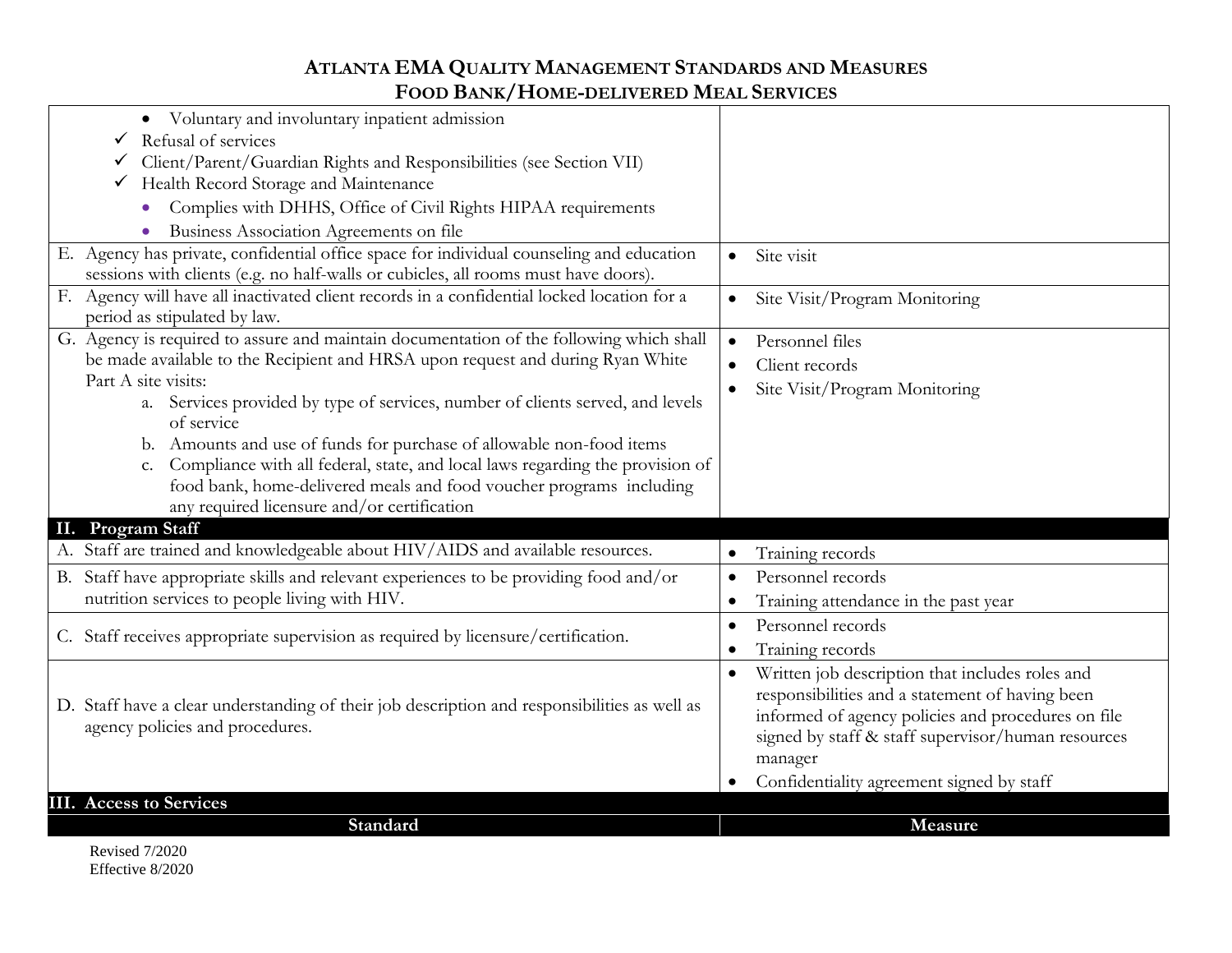# ATLANTA EMA QUALITY MANAGEMENT STANDARDS AND MEASURES
## FOOD BANK/HOME-DELIVERED MEAL SERVICES

| | |
|---|---|
| • Voluntary and involuntary inpatient admission<br>✓ Refusal of services<br>✓ Client/Parent/Guardian Rights and Responsibilities (see Section VII)<br>✓ Health Record Storage and Maintenance<br>• Complies with DHHS, Office of Civil Rights HIPAA requirements<br>• Business Association Agreements on file | |
| E. Agency has private, confidential office space for individual counseling and education sessions with clients (e.g. no half-walls or cubicles, all rooms must have doors). | • Site visit |
| F. Agency will have all inactivated client records in a confidential locked location for a period as stipulated by law. | • Site Visit/Program Monitoring |
| G. Agency is required to assure and maintain documentation of the following which shall be made available to the Recipient and HRSA upon request and during Ryan White Part A site visits:<br>a. Services provided by type of services, number of clients served, and levels of service<br>b. Amounts and use of funds for purchase of allowable non-food items<br>c. Compliance with all federal, state, and local laws regarding the provision of food bank, home-delivered meals and food voucher programs including any required licensure and/or certification | • Personnel files<br>• Client records<br>• Site Visit/Program Monitoring |
| **II. Program Staff** | |
| A. Staff are trained and knowledgeable about HIV/AIDS and available resources. | • Training records |
| B. Staff have appropriate skills and relevant experiences to be providing food and/or nutrition services to people living with HIV. | • Personnel records<br>• Training attendance in the past year |
| C. Staff receives appropriate supervision as required by licensure/certification. | • Personnel records<br>• Training records |
| D. Staff have a clear understanding of their job description and responsibilities as well as agency policies and procedures. | • Written job description that includes roles and responsibilities and a statement of having been informed of agency policies and procedures on file signed by staff & staff supervisor/human resources manager<br>• Confidentiality agreement signed by staff |
| **III. Access to Services** | |
| **Standard** | **Measure** |

Revised 7/2020
Effective 8/2020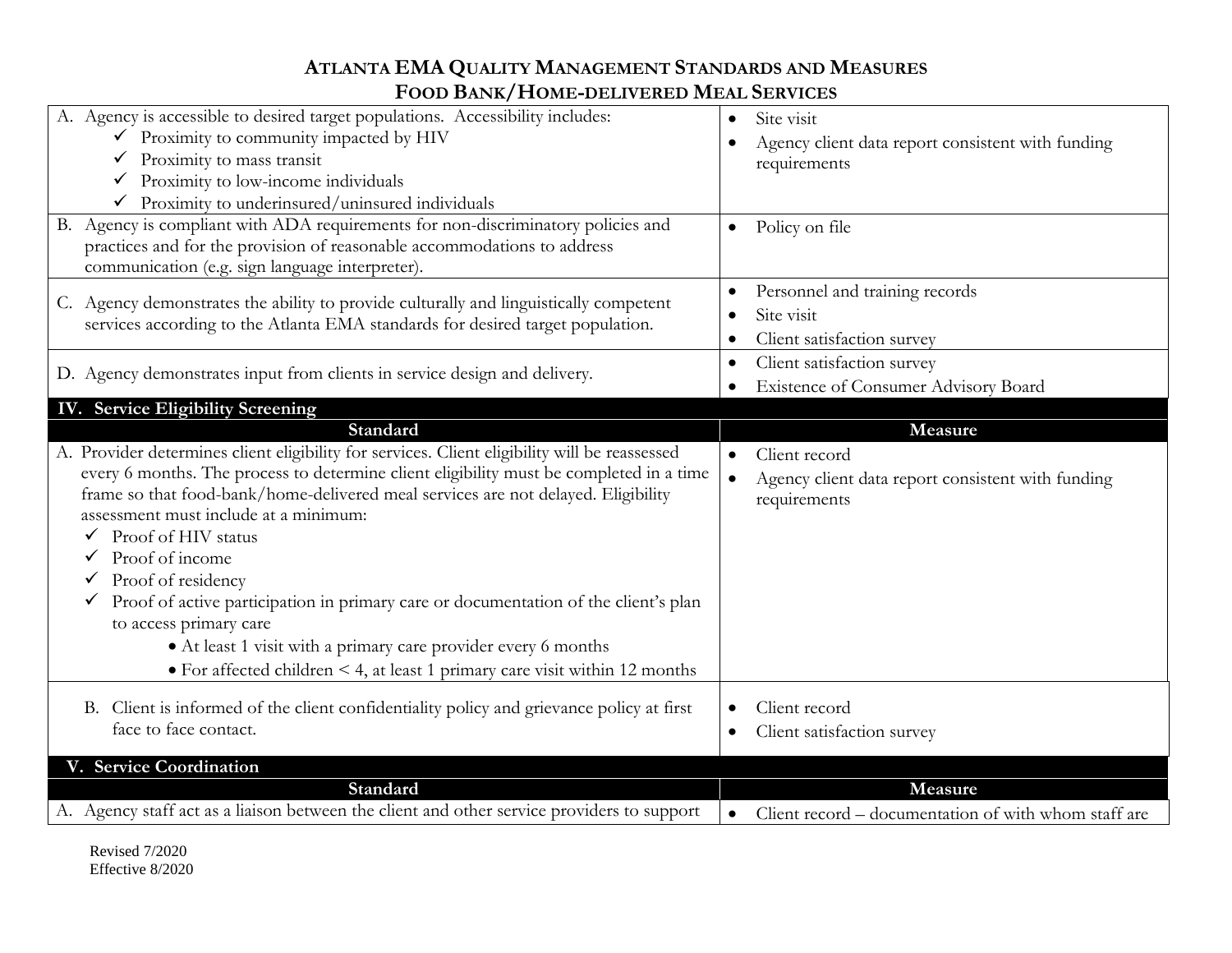# Atlanta EMA Quality Management Standards and Measures
## Food Bank/Home-delivered Meal Services

| Standard | Measure |
|---|---|
| A. Agency is accessible to desired target populations. Accessibility includes:<br>✓ Proximity to community impacted by HIV<br>✓ Proximity to mass transit<br>✓ Proximity to low-income individuals<br>✓ Proximity to underinsured/uninsured individuals | • Site visit<br>• Agency client data report consistent with funding requirements |
| B. Agency is compliant with ADA requirements for non-discriminatory policies and practices and for the provision of reasonable accommodations to address communication (e.g. sign language interpreter). | • Policy on file |
| C. Agency demonstrates the ability to provide culturally and linguistically competent services according to the Atlanta EMA standards for desired target population. | • Personnel and training records<br>• Site visit<br>• Client satisfaction survey |
| D. Agency demonstrates input from clients in service design and delivery. | • Client satisfaction survey<br>• Existence of Consumer Advisory Board |

### IV. Service Eligibility Screening

| Standard | Measure |
|---|---|
| A. Provider determines client eligibility for services. Client eligibility will be reassessed every 6 months. The process to determine client eligibility must be completed in a time frame so that food-bank/home-delivered meal services are not delayed. Eligibility assessment must include at a minimum:<br>✓ Proof of HIV status<br>✓ Proof of income<br>✓ Proof of residency<br>✓ Proof of active participation in primary care or documentation of the client's plan to access primary care<br>• At least 1 visit with a primary care provider every 6 months<br>• For affected children < 4, at least 1 primary care visit within 12 months | • Client record<br>• Agency client data report consistent with funding requirements |
| B. Client is informed of the client confidentiality policy and grievance policy at first face to face contact. | • Client record<br>• Client satisfaction survey |

### V. Service Coordination

| Standard | Measure |
|---|---|
| A. Agency staff act as a liaison between the client and other service providers to support | • Client record – documentation of with whom staff are |

Revised 7/2020
Effective 8/2020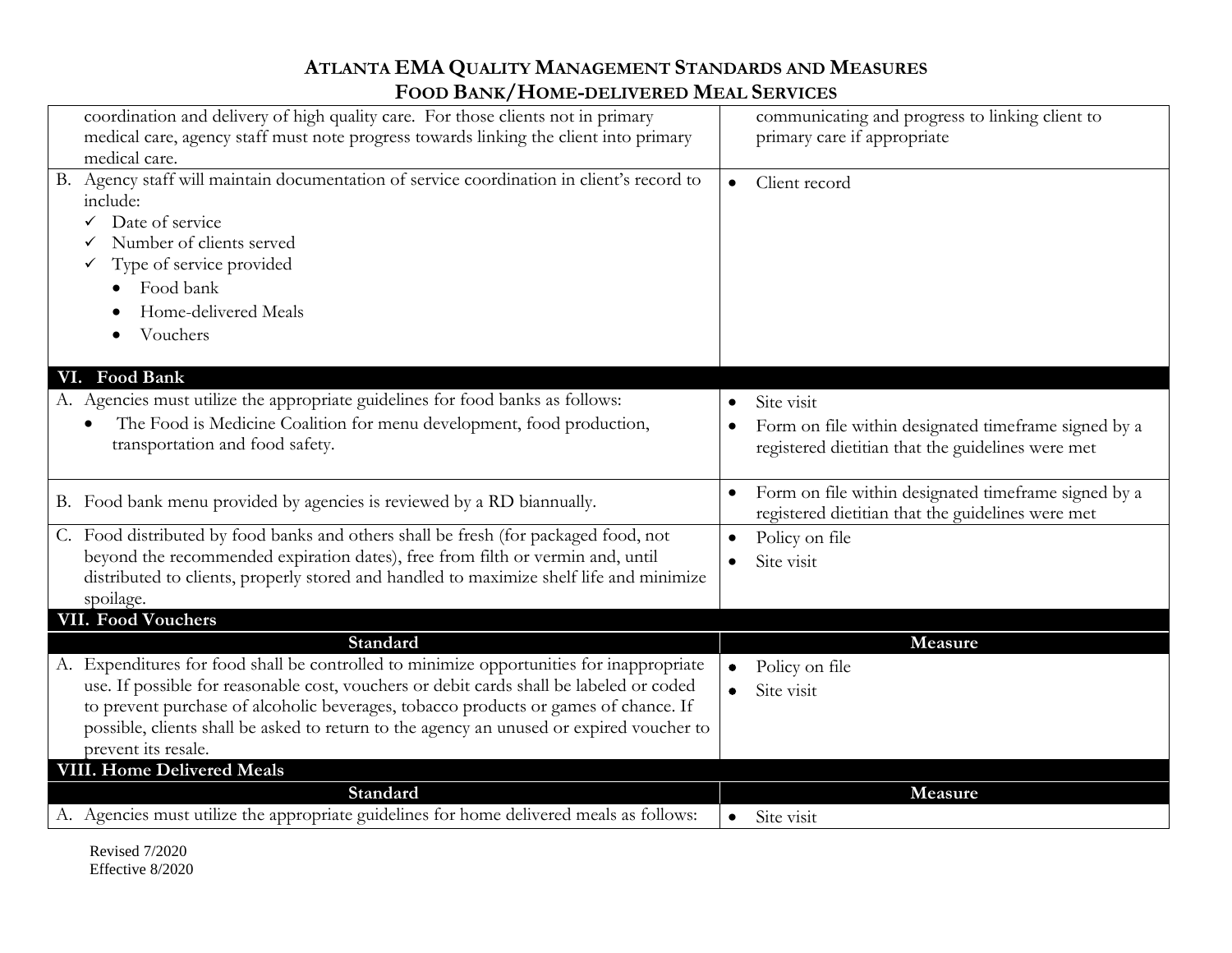| Standard | Measure |
|---|---|
| coordination and delivery of high quality care. For those clients not in primary medical care, agency staff must note progress towards linking the client into primary medical care. | communicating and progress to linking client to primary care if appropriate |
| B. Agency staff will maintain documentation of service coordination in client's record to include:<br>✓ Date of service<br>✓ Number of clients served<br>✓ Type of service provided<br>• Food bank<br>• Home-delivered Meals<br>• Vouchers | • Client record |
| **VI. Food Bank** | |
| A. Agencies must utilize the appropriate guidelines for food banks as follows:<br>• The Food is Medicine Coalition for menu development, food production, transportation and food safety. | • Site visit<br>• Form on file within designated timeframe signed by a registered dietitian that the guidelines were met |
| B. Food bank menu provided by agencies is reviewed by a RD biannually. | • Form on file within designated timeframe signed by a registered dietitian that the guidelines were met |
| C. Food distributed by food banks and others shall be fresh (for packaged food, not beyond the recommended expiration dates), free from filth or vermin and, until distributed to clients, properly stored and handled to maximize shelf life and minimize spoilage. | • Policy on file<br>• Site visit |
| **VII. Food Vouchers** | |
| **Standard** | **Measure** |
| A. Expenditures for food shall be controlled to minimize opportunities for inappropriate use. If possible for reasonable cost, vouchers or debit cards shall be labeled or coded to prevent purchase of alcoholic beverages, tobacco products or games of chance. If possible, clients shall be asked to return to the agency an unused or expired voucher to prevent its resale. | • Policy on file<br>• Site visit |
| **VIII. Home Delivered Meals** | |
| **Standard** | **Measure** |
| A. Agencies must utilize the appropriate guidelines for home delivered meals as follows: | • Site visit |

Revised 7/2020
Effective 8/2020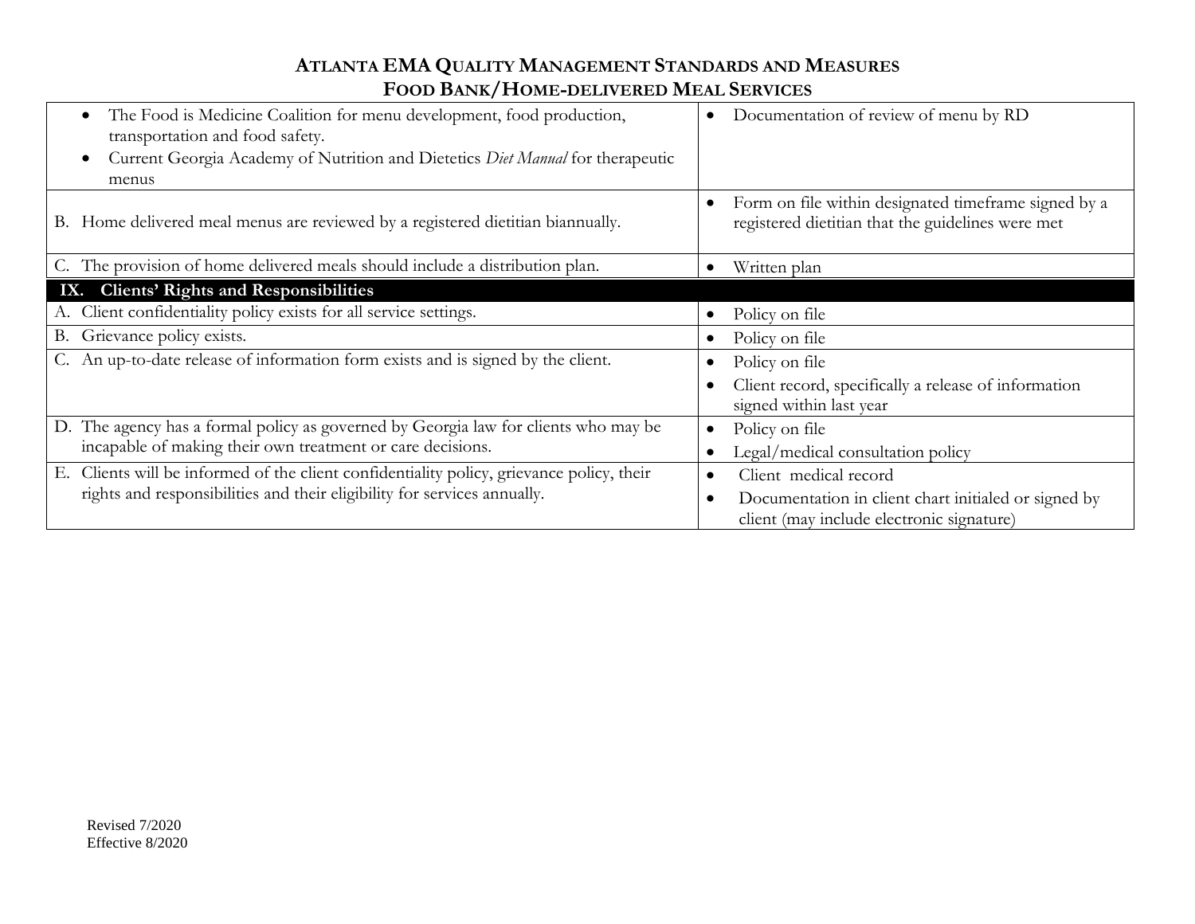# ATLANTA EMA QUALITY MANAGEMENT STANDARDS AND MEASURES
## FOOD BANK/HOME-DELIVERED MEAL SERVICES

| | |
|---|---|
| • The Food is Medicine Coalition for menu development, food production, transportation and food safety.<br>• Current Georgia Academy of Nutrition and Dietetics *Diet Manual* for therapeutic menus | • Documentation of review of menu by RD |
| B. Home delivered meal menus are reviewed by a registered dietitian biannually. | • Form on file within designated timeframe signed by a registered dietitian that the guidelines were met |
| C. The provision of home delivered meals should include a distribution plan. | • Written plan |
| **IX. Clients' Rights and Responsibilities** | |
| A. Client confidentiality policy exists for all service settings. | • Policy on file |
| B. Grievance policy exists. | • Policy on file |
| C. An up-to-date release of information form exists and is signed by the client. | • Policy on file<br>• Client record, specifically a release of information signed within last year |
| D. The agency has a formal policy as governed by Georgia law for clients who may be incapable of making their own treatment or care decisions. | • Policy on file<br>• Legal/medical consultation policy |
| E. Clients will be informed of the client confidentiality policy, grievance policy, their rights and responsibilities and their eligibility for services annually. | • Client medical record<br>• Documentation in client chart initialed or signed by client (may include electronic signature) |

Revised 7/2020
Effective 8/2020